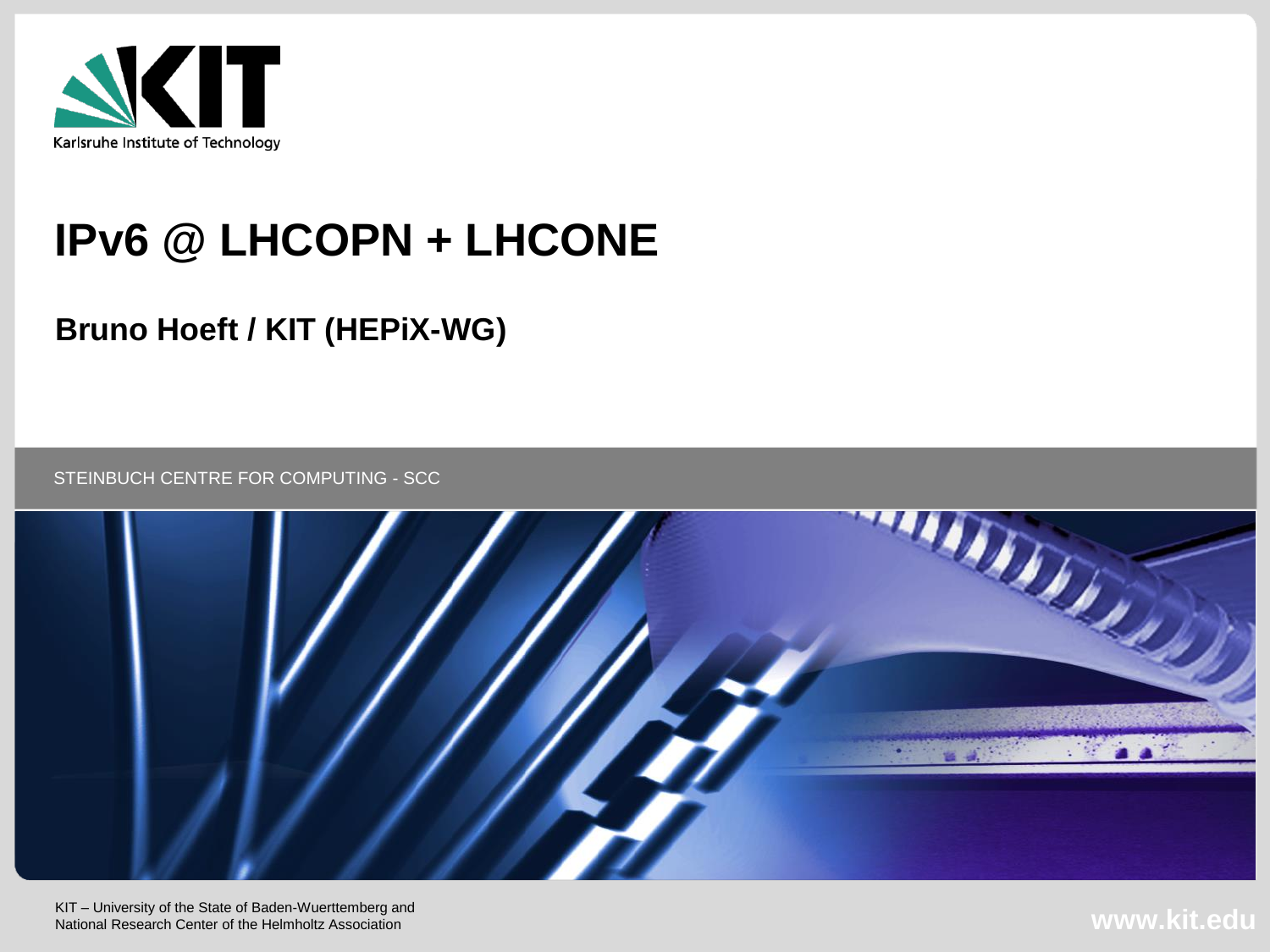Karlsruhe Institute of Technology

# IPv6 @ LHCOPN + LHCONE

## Bruno Hoeft / KIT (HEPiX-WG)

STEINBUCH CENTRE FOR COMPUTING - SCC

KIT – University of the State of Baden-Wuerttemberg and
National Research Center of the Helmholtz Association

www.kit.edu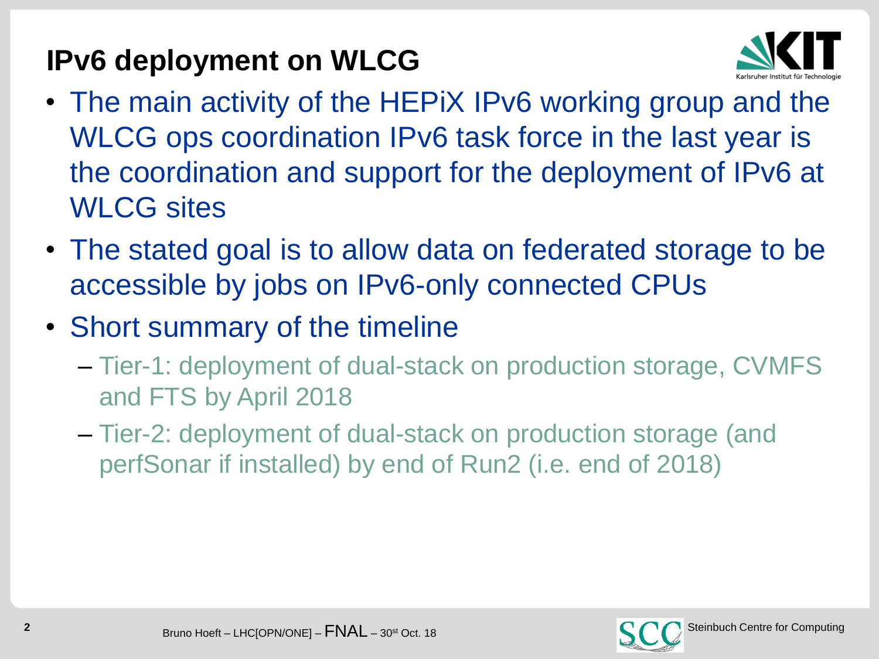# IPv6 deployment on WLCG

- The main activity of the HEPiX IPv6 working group and the WLCG ops coordination IPv6 task force in the last year is the coordination and support for the deployment of IPv6 at WLCG sites
- The stated goal is to allow data on federated storage to be accessible by jobs on IPv6-only connected CPUs
- Short summary of the timeline
  - Tier-1: deployment of dual-stack on production storage, CVMFS and FTS by April 2018
  - Tier-2: deployment of dual-stack on production storage (and perfSonar if installed) by end of Run2 (i.e. end of 2018)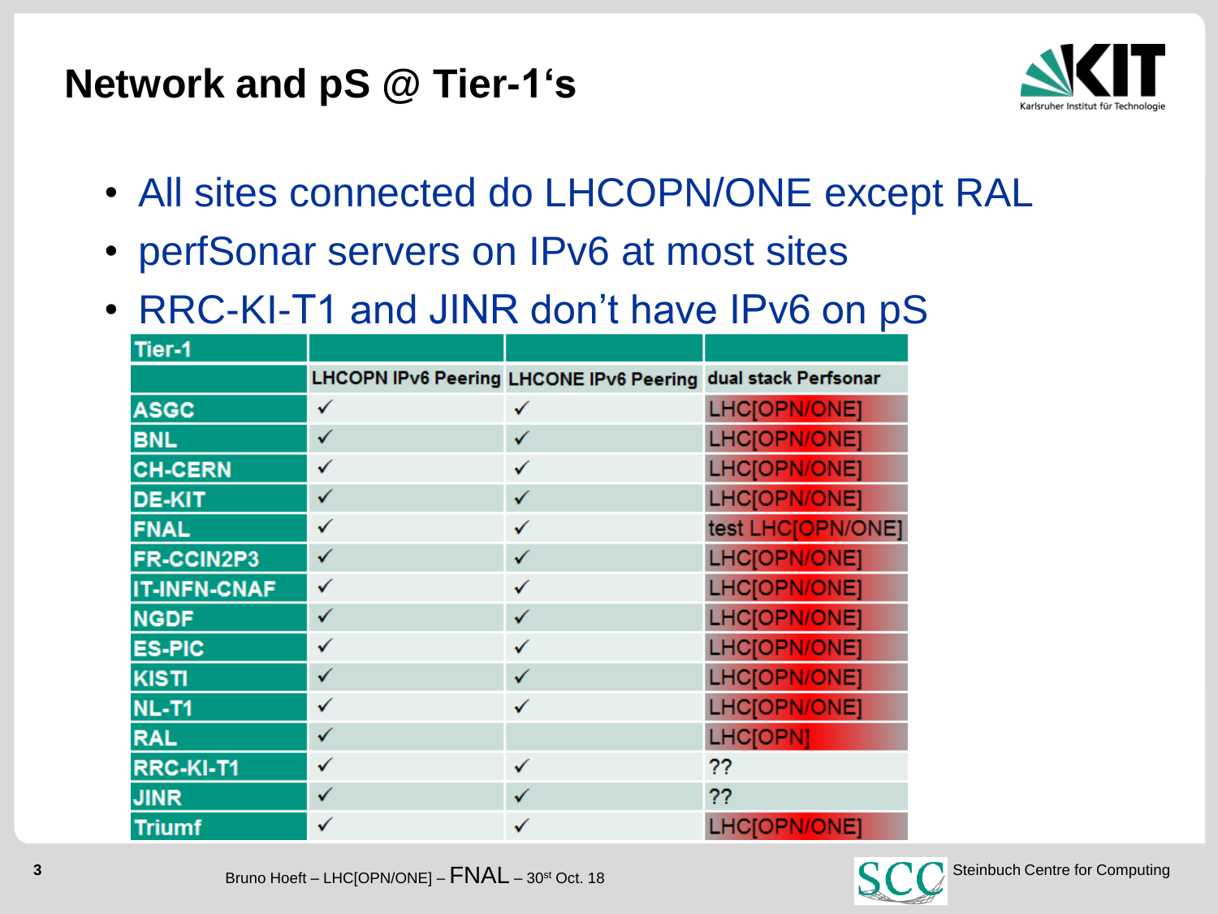# Network and pS @ Tier-1's

- All sites connected do LHCOPN/ONE except RAL
- perfSonar servers on IPv6 at most sites
- RRC-KI-T1 and JINR don't have IPv6 on pS

| Tier-1 | | | |
|---|---|---|---|
| | LHCOPN IPv6 Peering | LHCONE IPv6 Peering | dual stack Perfsonar |
| ASGC | ✓ | ✓ | LHC[OPN/ONE] |
| BNL | ✓ | ✓ | LHC[OPN/ONE] |
| CH-CERN | ✓ | ✓ | LHC[OPN/ONE] |
| DE-KIT | ✓ | ✓ | LHC[OPN/ONE] |
| FNAL | ✓ | ✓ | test LHC[OPN/ONE] |
| FR-CCIN2P3 | ✓ | ✓ | LHC[OPN/ONE] |
| IT-INFN-CNAF | ✓ | ✓ | LHC[OPN/ONE] |
| NGDF | ✓ | ✓ | LHC[OPN/ONE] |
| ES-PIC | ✓ | ✓ | LHC[OPN/ONE] |
| KISTI | ✓ | ✓ | LHC[OPN/ONE] |
| NL-T1 | ✓ | ✓ | LHC[OPN/ONE] |
| RAL | ✓ | | LHC[OPN] |
| RRC-KI-T1 | ✓ | ✓ | ?? |
| JINR | ✓ | ✓ | ?? |
| Triumf | ✓ | ✓ | LHC[OPN/ONE] |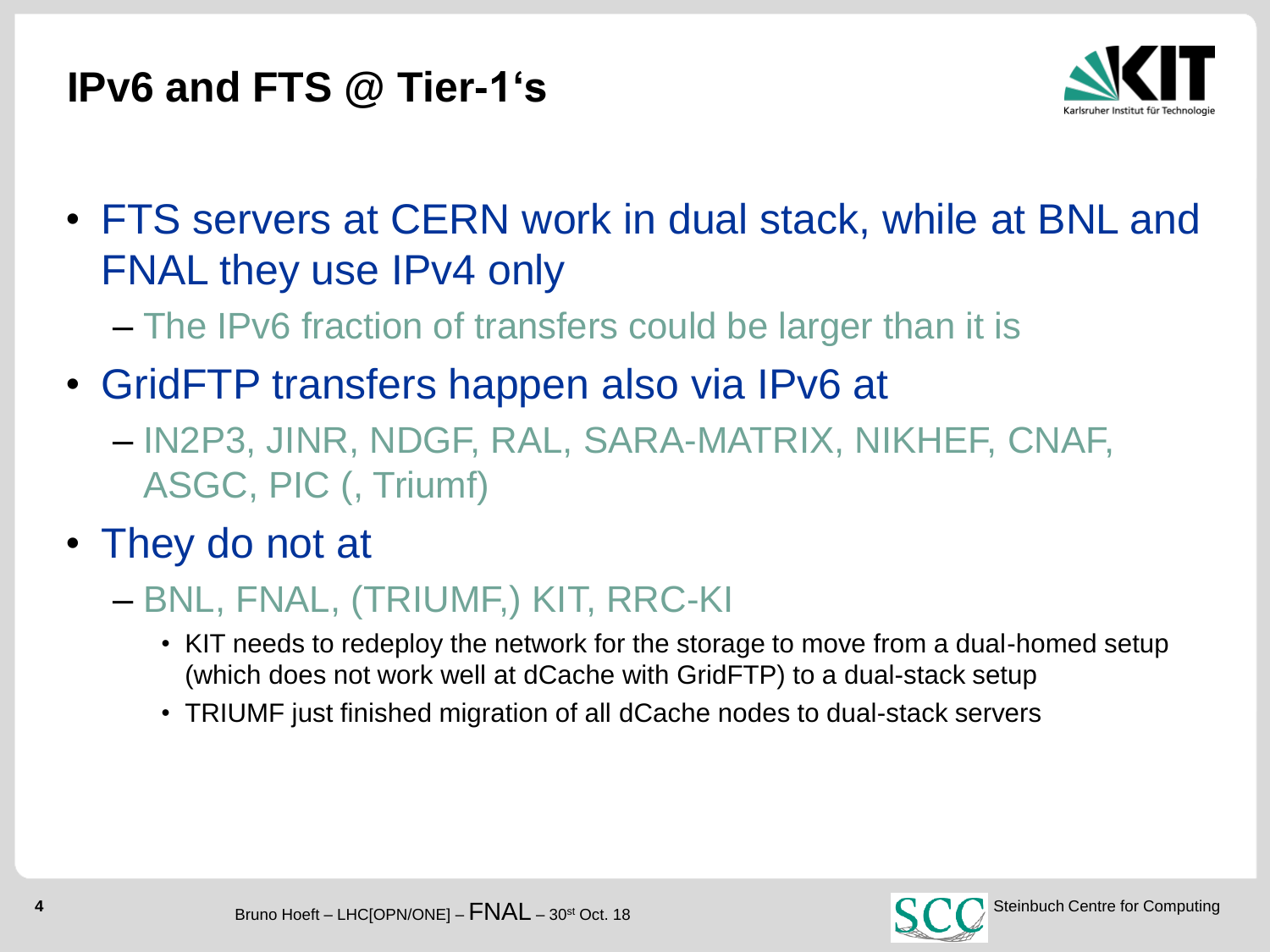# IPv6 and FTS @ Tier-1's

- FTS servers at CERN work in dual stack, while at BNL and FNAL they use IPv4 only
  - The IPv6 fraction of transfers could be larger than it is
- GridFTP transfers happen also via IPv6 at
  - IN2P3, JINR, NDGF, RAL, SARA-MATRIX, NIKHEF, CNAF, ASGC, PIC (, Triumf)
- They do not at
  - BNL, FNAL, (TRIUMF,) KIT, RRC-KI
    - KIT needs to redeploy the network for the storage to move from a dual-homed setup (which does not work well at dCache with GridFTP) to a dual-stack setup
    - TRIUMF just finished migration of all dCache nodes to dual-stack servers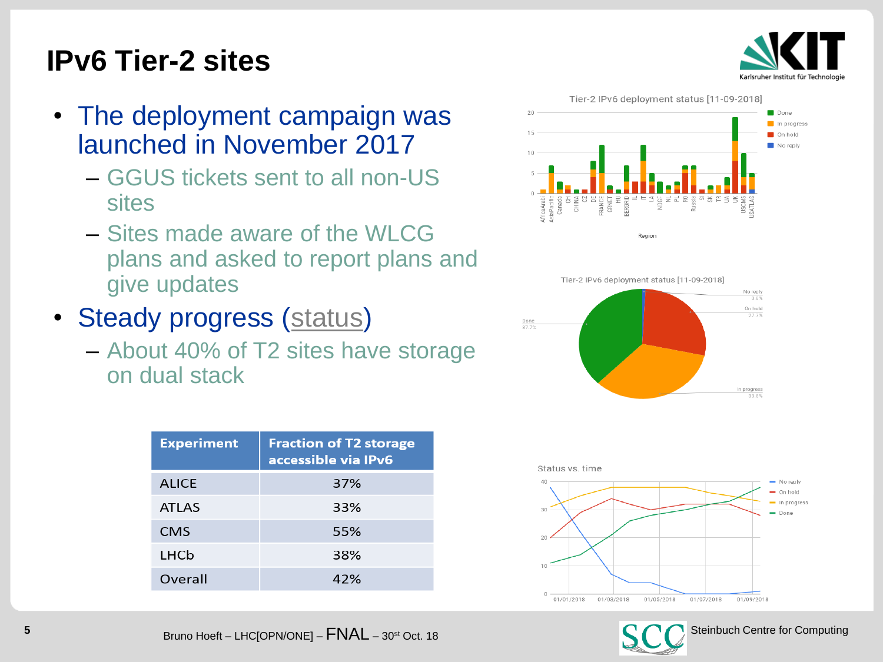# IPv6 Tier-2 sites

- The deployment campaign was launched in November 2017
  - GGUS tickets sent to all non-US sites
  - Sites made aware of the WLCG plans and asked to report plans and give updates
- Steady progress (status)
  - About 40% of T2 sites have storage on dual stack

| Experiment | Fraction of T2 storage accessible via IPv6 |
|---|---|
| ALICE | 37% |
| ATLAS | 33% |
| CMS | 55% |
| LHCb | 38% |
| Overall | 42% |

Tier-2 IPv6 deployment status [11-09-2018]

Tier-2 IPv6 deployment status [11-09-2018]

Status vs. time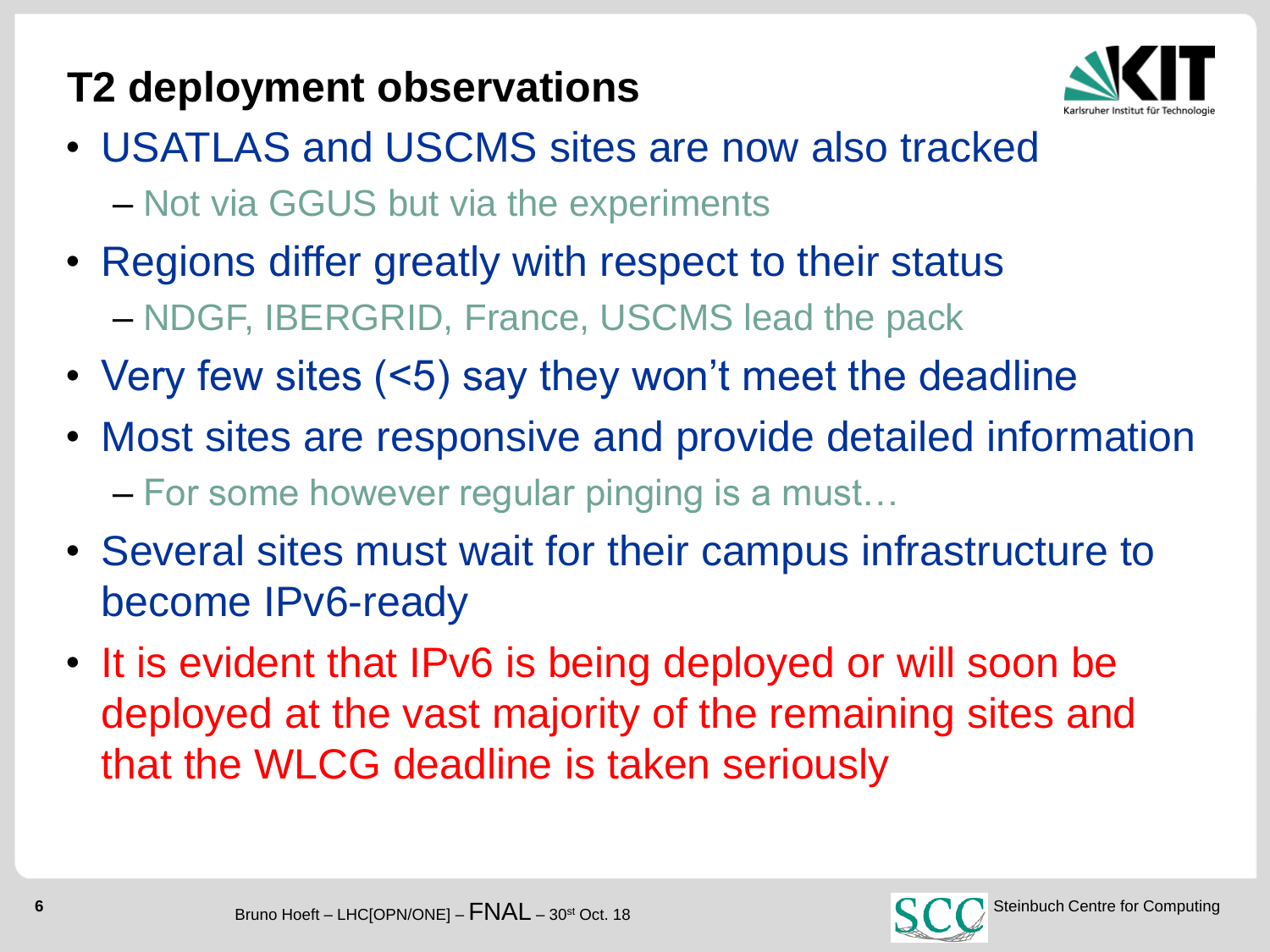## T2 deployment observations

- USATLAS and USCMS sites are now also tracked
  - Not via GGUS but via the experiments
- Regions differ greatly with respect to their status
  - NDGF, IBERGRID, France, USCMS lead the pack
- Very few sites (<5) say they won't meet the deadline
- Most sites are responsive and provide detailed information
  - For some however regular pinging is a must…
- Several sites must wait for their campus infrastructure to become IPv6-ready
- It is evident that IPv6 is being deployed or will soon be deployed at the vast majority of the remaining sites and that the WLCG deadline is taken seriously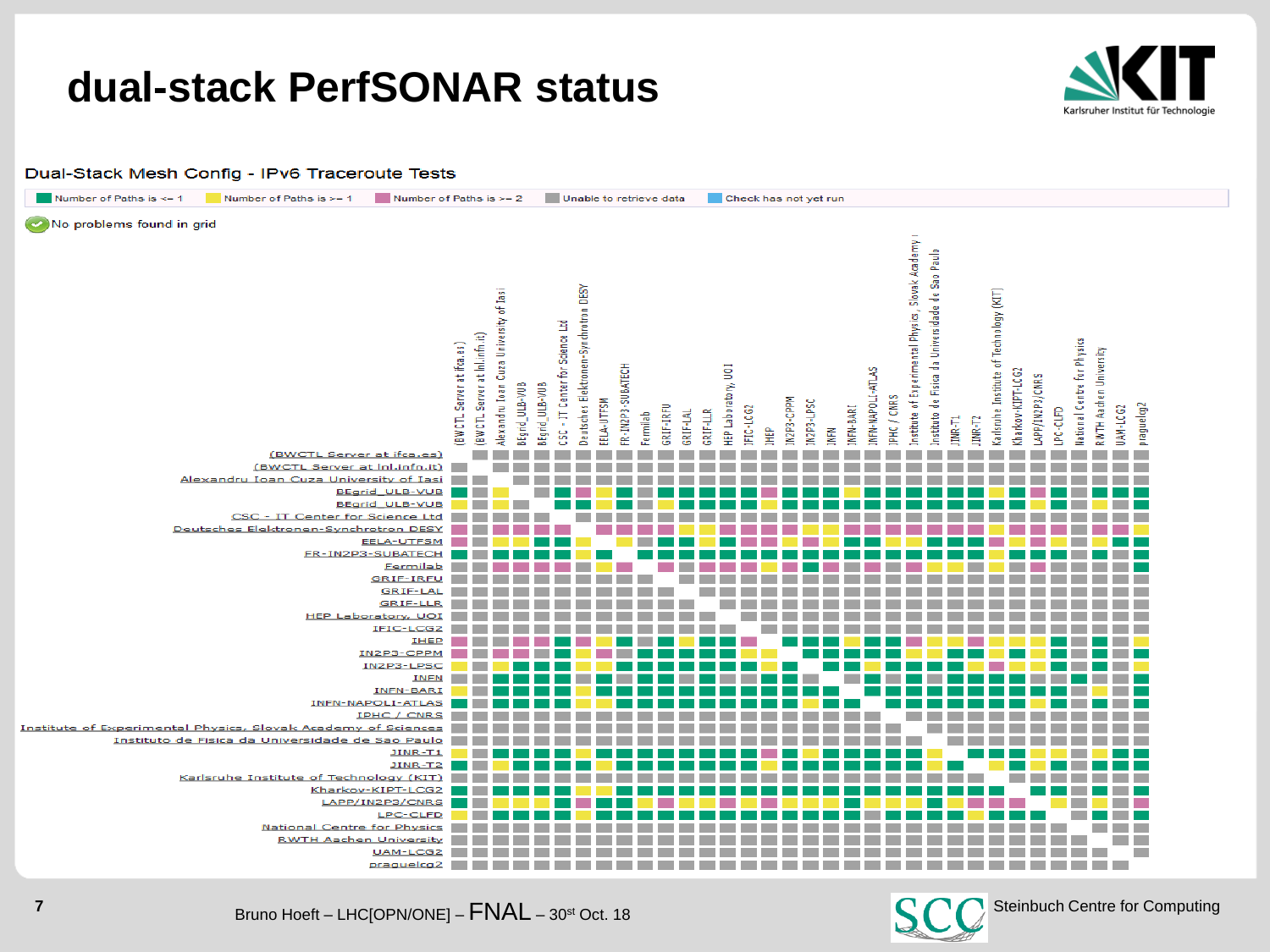# dual-stack PerfSONAR status

## Dual-Stack Mesh Config - IPv6 Traceroute Tests

Number of Paths is <= 1 | Number of Paths is >= 1 | Number of Paths is >= 2 | Unable to retrieve data | Check has not yet run

No problems found in grid

Rows/columns:

- (BWCTL Server at ifca.es)
- (BWCTL Server at lnl.infn.it)
- Alexandru Ioan Cuza University of Iasi
- BEgrid_ULB-VUB
- BEgrid_ULB-VUB
- CSC - IT Center for Science Ltd
- Deutsches Elektronen-Synchrotron DESY
- EELA-UTFSM
- FR-IN2P3-SUBATECH
- Fermilab
- GRIF-IRFU
- GRIF-LAL
- GRIF-LLR
- HEP Laboratory, UOI
- IFIC-LCG2
- IHEP
- IN2P3-CPPM
- IN2P3-LPSC
- INFN
- INFN-BARI
- INFN-NAPOLI-ATLAS
- IPHC / CNRS
- Institute of Experimental Physics, Slovak Academy of Sciences
- Instituto de Fisica da Universidade de Sao Paulo
- JINR-T1
- JINR-T2
- Karlsruhe Institute of Technology (KIT)
- Kharkov-KIPT-LCG2
- LAPP/IN2P3/CNRS
- LPC-CLFD
- National Centre for Physics
- RWTH Aachen University
- UAM-LCG2
- praguelcg2

Bruno Hoeft – LHC[OPN/ONE] – FNAL – 30st Oct. 18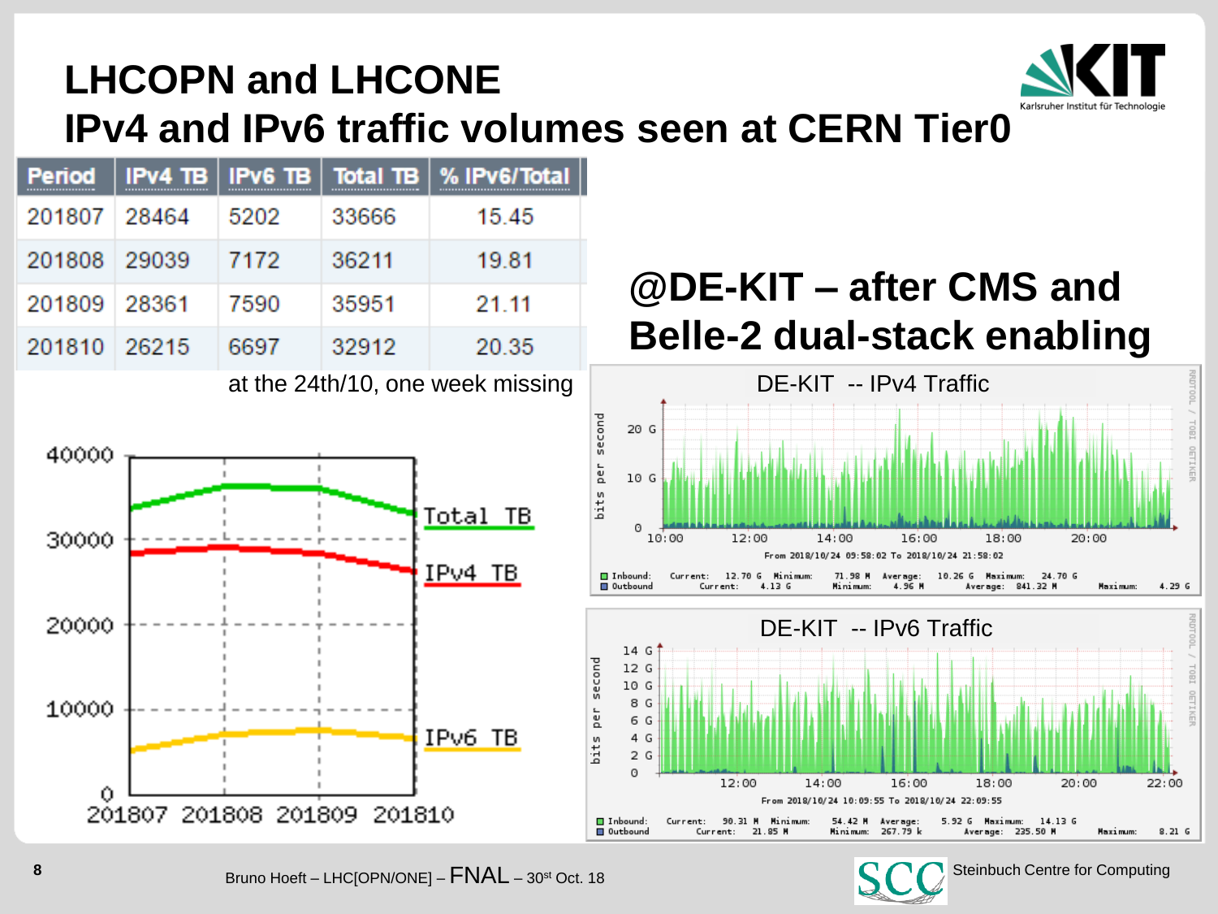# LHCOPN and LHCONE
# IPv4 and IPv6 traffic volumes seen at CERN Tier0

| Period | IPv4 TB | IPv6 TB | Total TB | % IPv6/Total |
|---|---|---|---|---|
| 201807 | 28464 | 5202 | 33666 | 15.45 |
| 201808 | 29039 | 7172 | 36211 | 19.81 |
| 201809 | 28361 | 7590 | 35951 | 21.11 |
| 201810 | 26215 | 6697 | 32912 | 20.35 |

at the 24th/10, one week missing

## @DE-KIT – after CMS and Belle-2 dual-stack enabling

DE-KIT -- IPv4 Traffic

DE-KIT -- IPv6 Traffic

Bruno Hoeft – LHC[OPN/ONE] – FNAL – 30st Oct. 18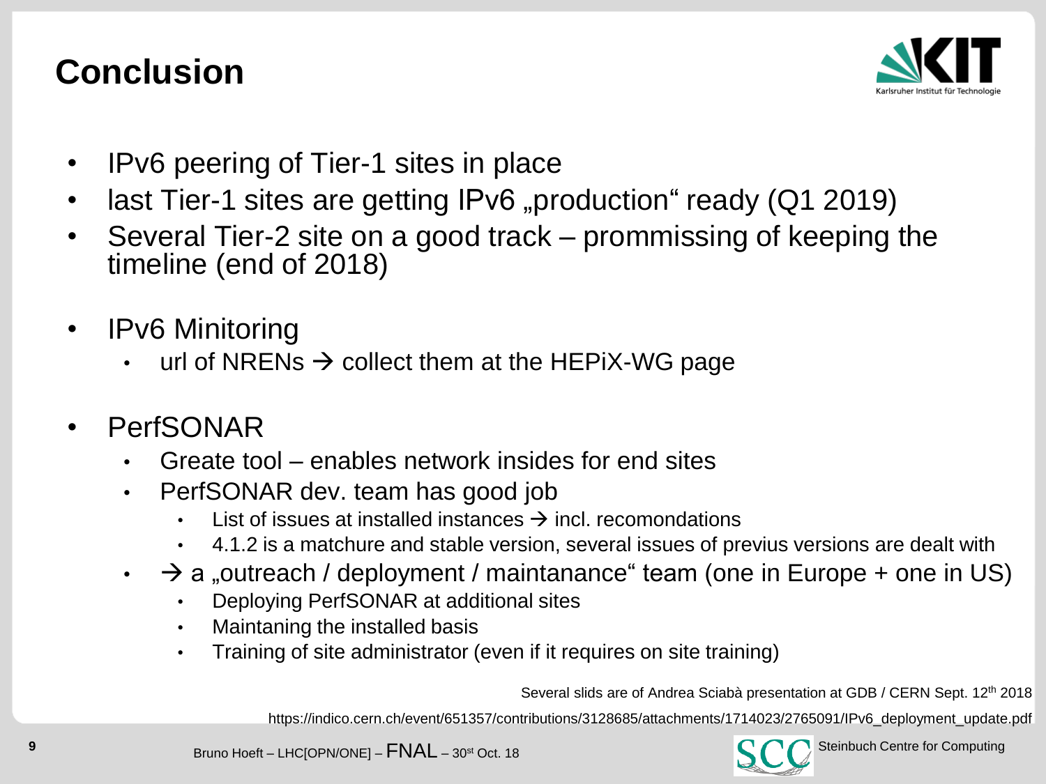# Conclusion

- IPv6 peering of Tier-1 sites in place
- last Tier-1 sites are getting IPv6 „production“ ready (Q1 2019)
- Several Tier-2 site on a good track – prommissing of keeping the timeline (end of 2018)

- IPv6 Minitoring
  - url of NRENs → collect them at the HEPiX-WG page

- PerfSONAR
  - Greate tool – enables network insides for end sites
  - PerfSONAR dev. team has good job
    - List of issues at installed instances → incl. recomondations
    - 4.1.2 is a matchure and stable version, several issues of previus versions are dealt with
  - → a „outreach / deployment / maintanance“ team (one in Europe + one in US)
    - Deploying PerfSONAR at additional sites
    - Maintaning the installed basis
    - Training of site administrator (even if it requires on site training)

Several slids are of Andrea Sciabà presentation at GDB / CERN Sept. 12th 2018

https://indico.cern.ch/event/651357/contributions/3128685/attachments/1714023/2765091/IPv6_deployment_update.pdf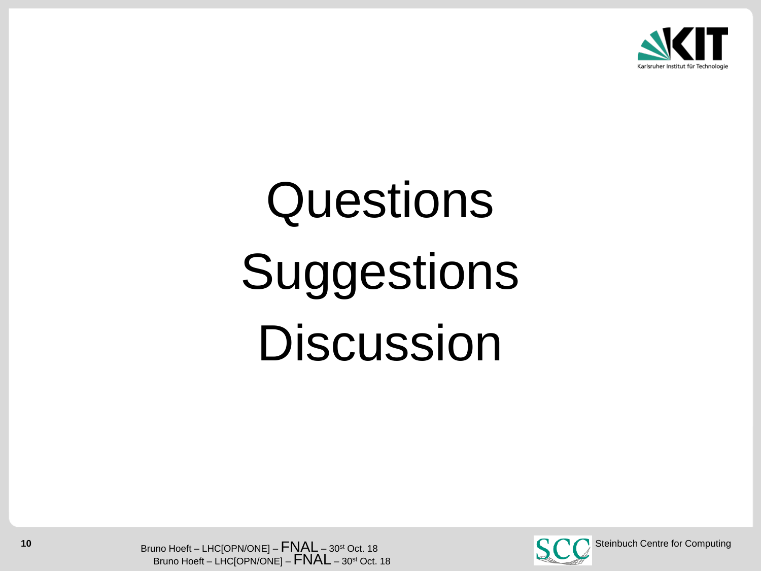Questions

Suggestions

Discussion